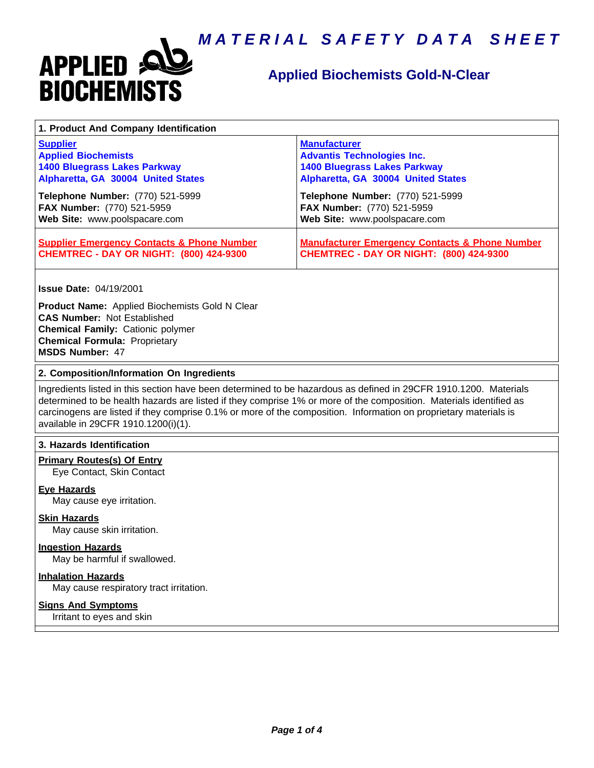# MATERIAL SAFETY DATA SHEET

**APPLIED BIOCHEMISTS**

## Applied Biochemists Gold-N-Clear

## 1. Product And Company Identification

| Supplier | Manufacturer |
|---|---|
| **Applied Biochemists** | **Advantis Technologies Inc.** |
| **1400 Bluegrass Lakes Parkway** | **1400 Bluegrass Lakes Parkway** |
| **Alpharetta, GA 30004 United States** | **Alpharetta, GA 30004 United States** |
| **Telephone Number:** (770) 521-5999 | **Telephone Number:** (770) 521-5999 |
| **FAX Number:** (770) 521-5959 | **FAX Number:** (770) 521-5959 |
| **Web Site:** www.poolspacare.com | **Web Site:** www.poolspacare.com |
| **Supplier Emergency Contacts & Phone Number** | **Manufacturer Emergency Contacts & Phone Number** |
| **CHEMTREC - DAY OR NIGHT: (800) 424-9300** | **CHEMTREC - DAY OR NIGHT: (800) 424-9300** |

**Issue Date:** 04/19/2001

**Product Name:** Applied Biochemists Gold N Clear
**CAS Number:** Not Established
**Chemical Family:** Cationic polymer
**Chemical Formula:** Proprietary
**MSDS Number:** 47

## 2. Composition/Information On Ingredients

Ingredients listed in this section have been determined to be hazardous as defined in 29CFR 1910.1200. Materials determined to be health hazards are listed if they comprise 1% or more of the composition. Materials identified as carcinogens are listed if they comprise 0.1% or more of the composition. Information on proprietary materials is available in 29CFR 1910.1200(i)(1).

## 3. Hazards Identification

**Primary Routes(s) Of Entry**
Eye Contact, Skin Contact

**Eye Hazards**
May cause eye irritation.

**Skin Hazards**
May cause skin irritation.

**Ingestion Hazards**
May be harmful if swallowed.

**Inhalation Hazards**
May cause respiratory tract irritation.

**Signs And Symptoms**
Irritant to eyes and skin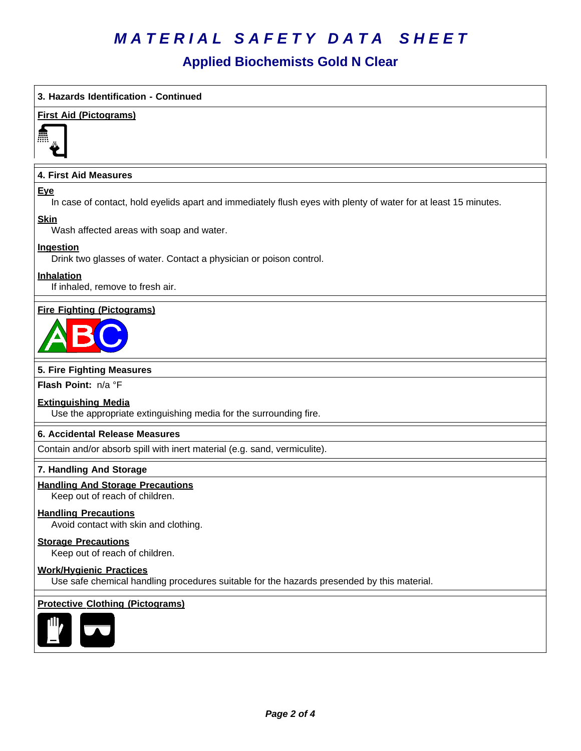# MATERIAL SAFETY DATA SHEET

## Applied Biochemists Gold N Clear

### 3. Hazards Identification - Continued

**First Aid (Pictograms)**

### 4. First Aid Measures

**Eye**

In case of contact, hold eyelids apart and immediately flush eyes with plenty of water for at least 15 minutes.

**Skin**

Wash affected areas with soap and water.

**Ingestion**

Drink two glasses of water. Contact a physician or poison control.

**Inhalation**

If inhaled, remove to fresh air.

**Fire Fighting (Pictograms)**

### 5. Fire Fighting Measures

**Flash Point:** n/a °F

**Extinguishing Media**

Use the appropriate extinguishing media for the surrounding fire.

### 6. Accidental Release Measures

Contain and/or absorb spill with inert material (e.g. sand, vermiculite).

### 7. Handling And Storage

**Handling And Storage Precautions**

Keep out of reach of children.

**Handling Precautions**

Avoid contact with skin and clothing.

**Storage Precautions**

Keep out of reach of children.

**Work/Hygienic Practices**

Use safe chemical handling procedures suitable for the hazards presended by this material.

**Protective Clothing (Pictograms)**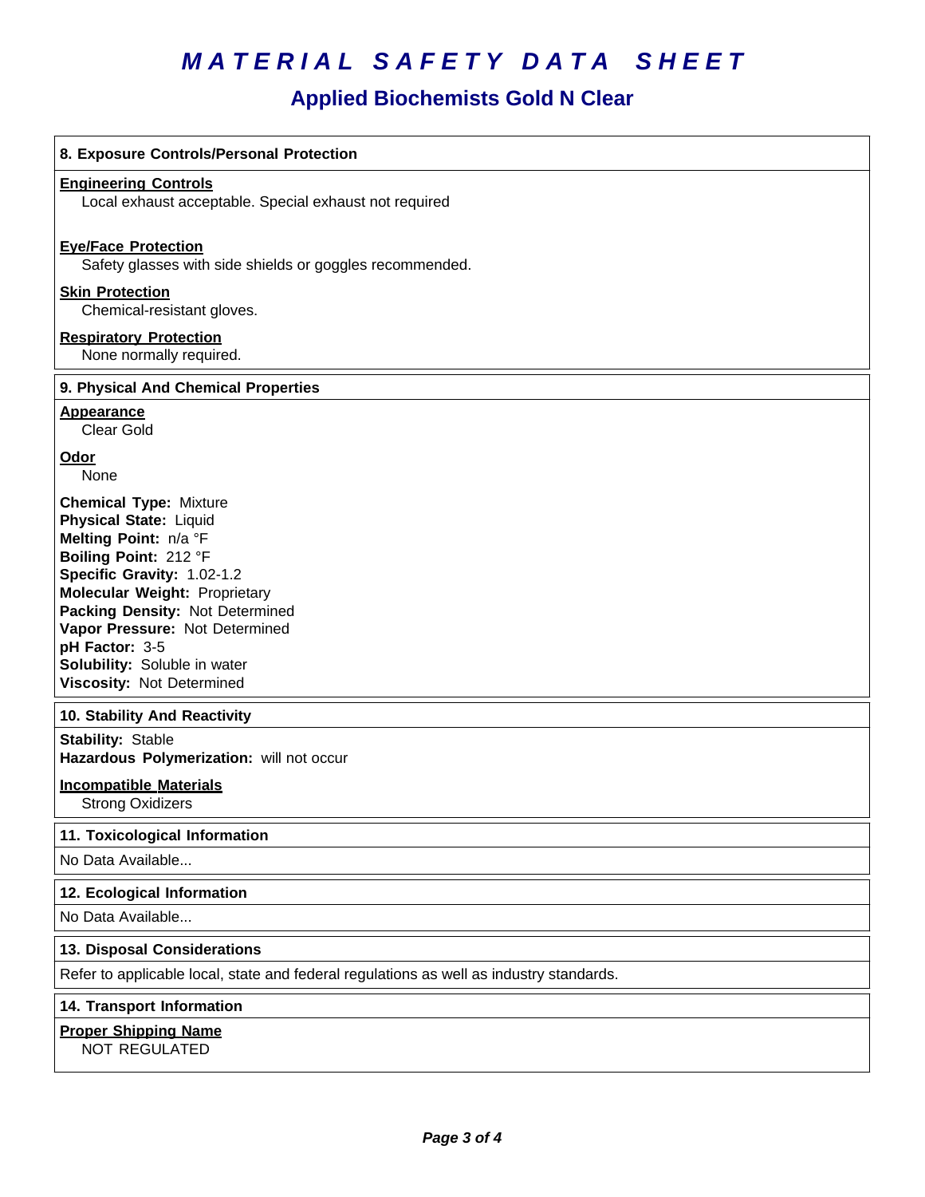# MATERIAL SAFETY DATA SHEET

## Applied Biochemists Gold N Clear

### 8. Exposure Controls/Personal Protection

**Engineering Controls**

Local exhaust acceptable. Special exhaust not required

**Eye/Face Protection**

Safety glasses with side shields or goggles recommended.

**Skin Protection**

Chemical-resistant gloves.

**Respiratory Protection**

None normally required.

### 9. Physical And Chemical Properties

**Appearance**

Clear Gold

**Odor**

None

**Chemical Type:** Mixture
**Physical State:** Liquid
**Melting Point:** n/a °F
**Boiling Point:** 212 °F
**Specific Gravity:** 1.02-1.2
**Molecular Weight:** Proprietary
**Packing Density:** Not Determined
**Vapor Pressure:** Not Determined
**pH Factor:** 3-5
**Solubility:** Soluble in water
**Viscosity:** Not Determined

### 10. Stability And Reactivity

**Stability:** Stable
**Hazardous Polymerization:** will not occur

**Incompatible Materials**

Strong Oxidizers

### 11. Toxicological Information

No Data Available...

### 12. Ecological Information

No Data Available...

### 13. Disposal Considerations

Refer to applicable local, state and federal regulations as well as industry standards.

### 14. Transport Information

**Proper Shipping Name**

NOT REGULATED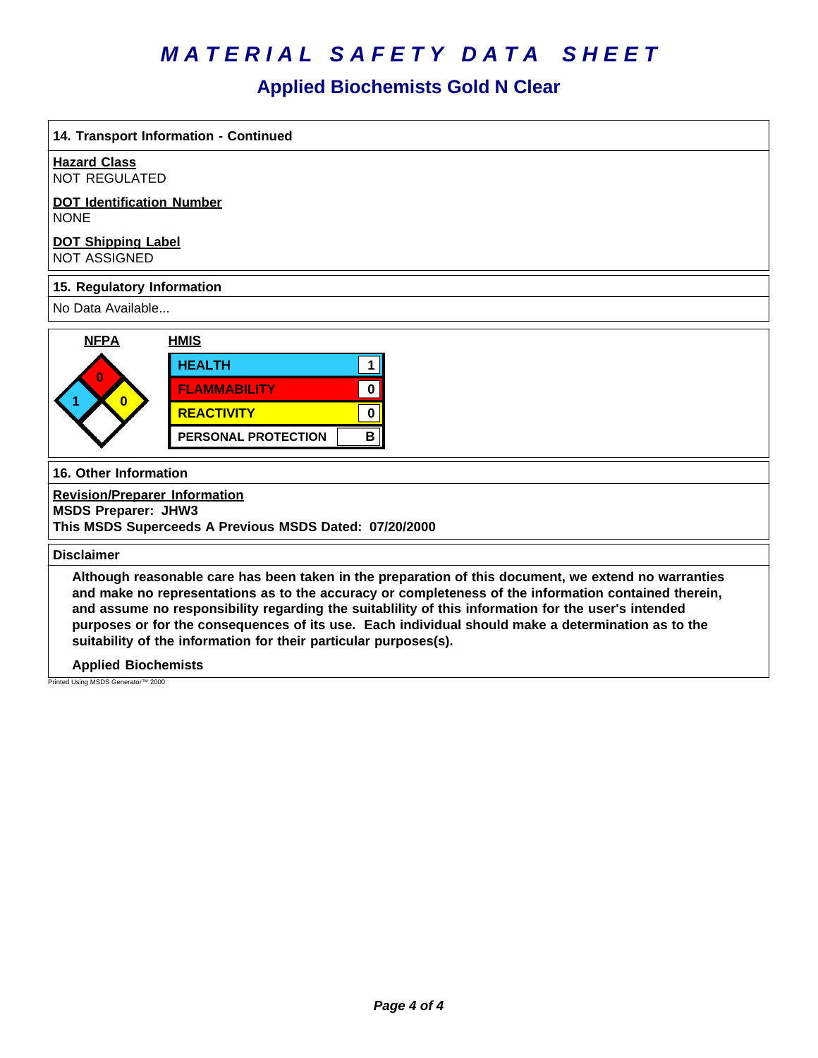# MATERIAL SAFETY DATA SHEET

## Applied Biochemists Gold N Clear

### 14. Transport Information - Continued

**Hazard Class**
NOT REGULATED

**DOT Identification Number**
NONE

**DOT Shipping Label**
NOT ASSIGNED

### 15. Regulatory Information

No Data Available...

**NFPA**

0
1
0

**HMIS**

| | |
|---|---|
| HEALTH | 1 |
| FLAMMABILITY | 0 |
| REACTIVITY | 0 |
| PERSONAL PROTECTION | B |

### 16. Other Information

**Revision/Preparer Information**
**MSDS Preparer: JHW3**
**This MSDS Superceeds A Previous MSDS Dated: 07/20/2000**

### Disclaimer

**Although reasonable care has been taken in the preparation of this document, we extend no warranties and make no representations as to the accuracy or completeness of the information contained therein, and assume no responsibility regarding the suitablility of this information for the user's intended purposes or for the consequences of its use. Each individual should make a determination as to the suitability of the information for their particular purposes(s).**

**Applied Biochemists**

Printed Using MSDS Generator™ 2000